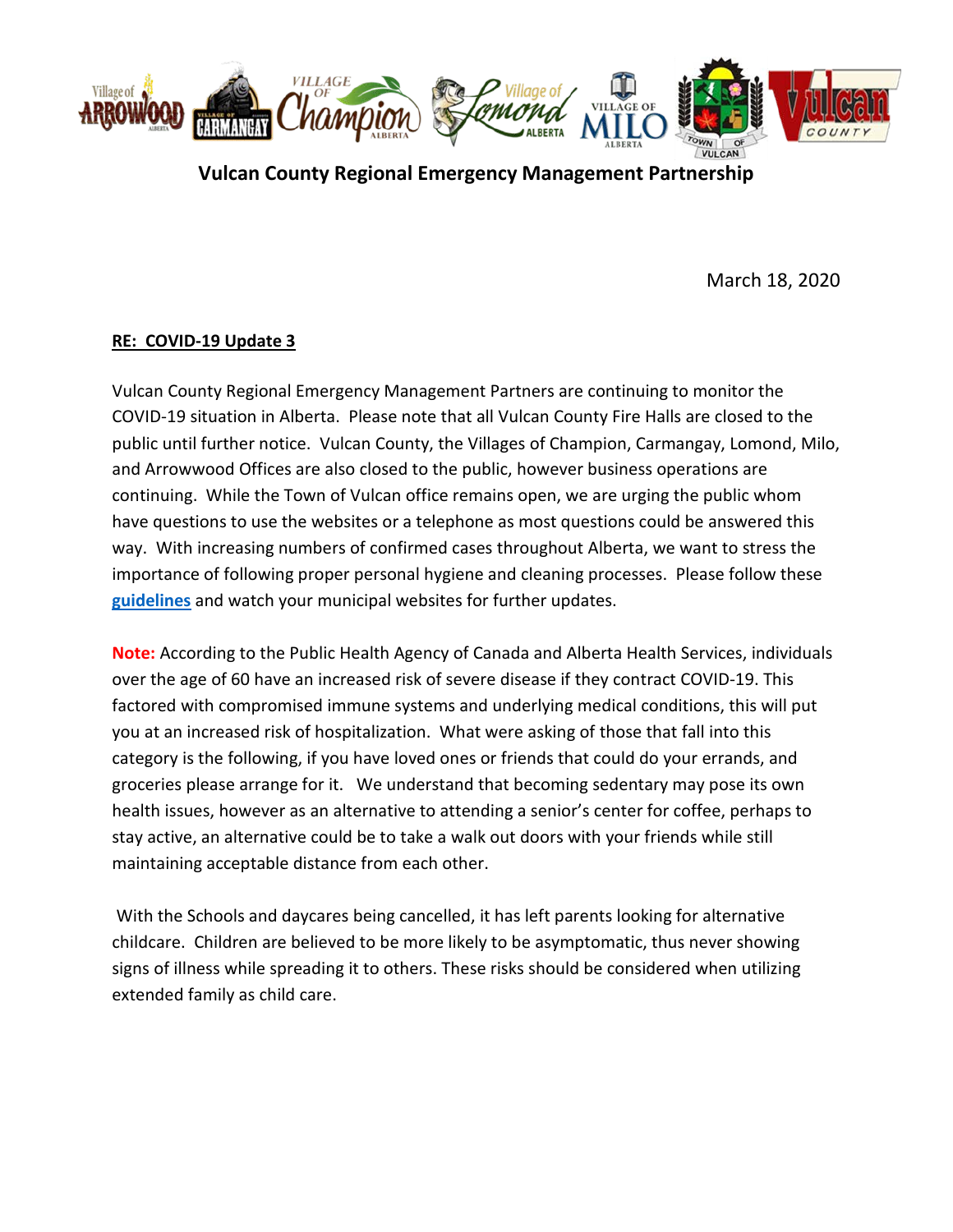**Vulcan County Regional Emergency Management Partnership**

March 18, 2020

**RE: COVID-19 Update 3**

Vulcan County Regional Emergency Management Partners are continuing to monitor the COVID-19 situation in Alberta. Please note that all Vulcan County Fire Halls are closed to the public until further notice. Vulcan County, the Villages of Champion, Carmangay, Lomond, Milo, and Arrowwood Offices are also closed to the public, however business operations are continuing. While the Town of Vulcan office remains open, we are urging the public whom have questions to use the websites or a telephone as most questions could be answered this way. With increasing numbers of confirmed cases throughout Alberta, we want to stress the importance of following proper personal hygiene and cleaning processes. Please follow these **guidelines** and watch your municipal websites for further updates.

**Note:** According to the Public Health Agency of Canada and Alberta Health Services, individuals over the age of 60 have an increased risk of severe disease if they contract COVID-19. This factored with compromised immune systems and underlying medical conditions, this will put you at an increased risk of hospitalization. What were asking of those that fall into this category is the following, if you have loved ones or friends that could do your errands, and groceries please arrange for it. We understand that becoming sedentary may pose its own health issues, however as an alternative to attending a senior's center for coffee, perhaps to stay active, an alternative could be to take a walk out doors with your friends while still maintaining acceptable distance from each other.

With the Schools and daycares being cancelled, it has left parents looking for alternative childcare. Children are believed to be more likely to be asymptomatic, thus never showing signs of illness while spreading it to others. These risks should be considered when utilizing extended family as child care.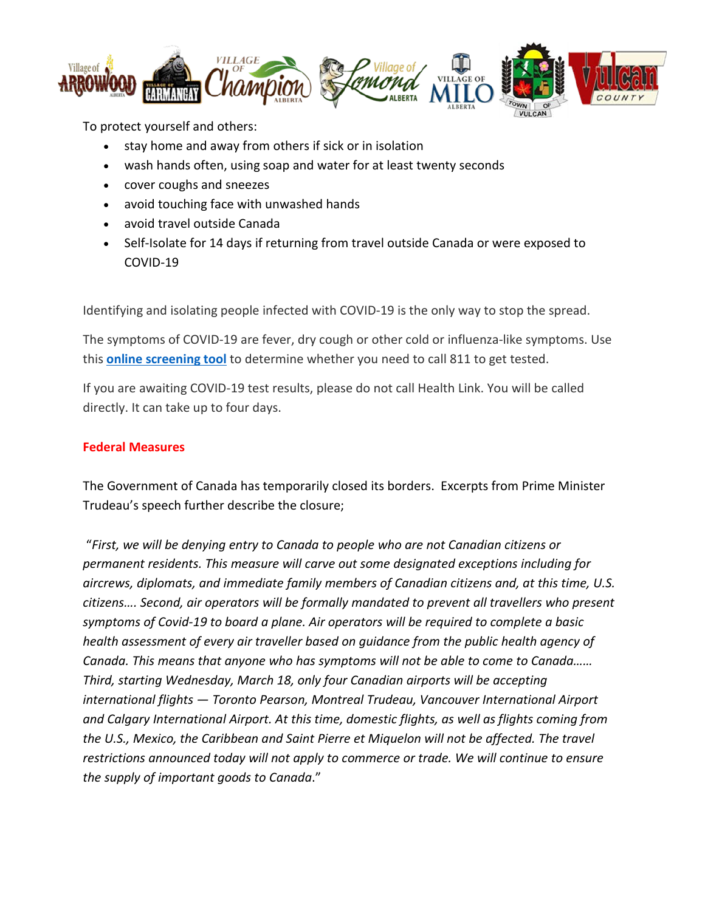To protect yourself and others:

- stay home and away from others if sick or in isolation
- wash hands often, using soap and water for at least twenty seconds
- cover coughs and sneezes
- avoid touching face with unwashed hands
- avoid travel outside Canada
- Self-Isolate for 14 days if returning from travel outside Canada or were exposed to COVID-19

Identifying and isolating people infected with COVID-19 is the only way to stop the spread.

The symptoms of COVID-19 are fever, dry cough or other cold or influenza-like symptoms. Use this **online screening tool** to determine whether you need to call 811 to get tested.

If you are awaiting COVID-19 test results, please do not call Health Link. You will be called directly. It can take up to four days.

**Federal Measures**

The Government of Canada has temporarily closed its borders. Excerpts from Prime Minister Trudeau's speech further describe the closure;

"*First, we will be denying entry to Canada to people who are not Canadian citizens or permanent residents. This measure will carve out some designated exceptions including for aircrews, diplomats, and immediate family members of Canadian citizens and, at this time, U.S. citizens…. Second, air operators will be formally mandated to prevent all travellers who present symptoms of Covid-19 to board a plane. Air operators will be required to complete a basic health assessment of every air traveller based on guidance from the public health agency of Canada. This means that anyone who has symptoms will not be able to come to Canada…… Third, starting Wednesday, March 18, only four Canadian airports will be accepting international flights — Toronto Pearson, Montreal Trudeau, Vancouver International Airport and Calgary International Airport. At this time, domestic flights, as well as flights coming from the U.S., Mexico, the Caribbean and Saint Pierre et Miquelon will not be affected. The travel restrictions announced today will not apply to commerce or trade. We will continue to ensure the supply of important goods to Canada.*"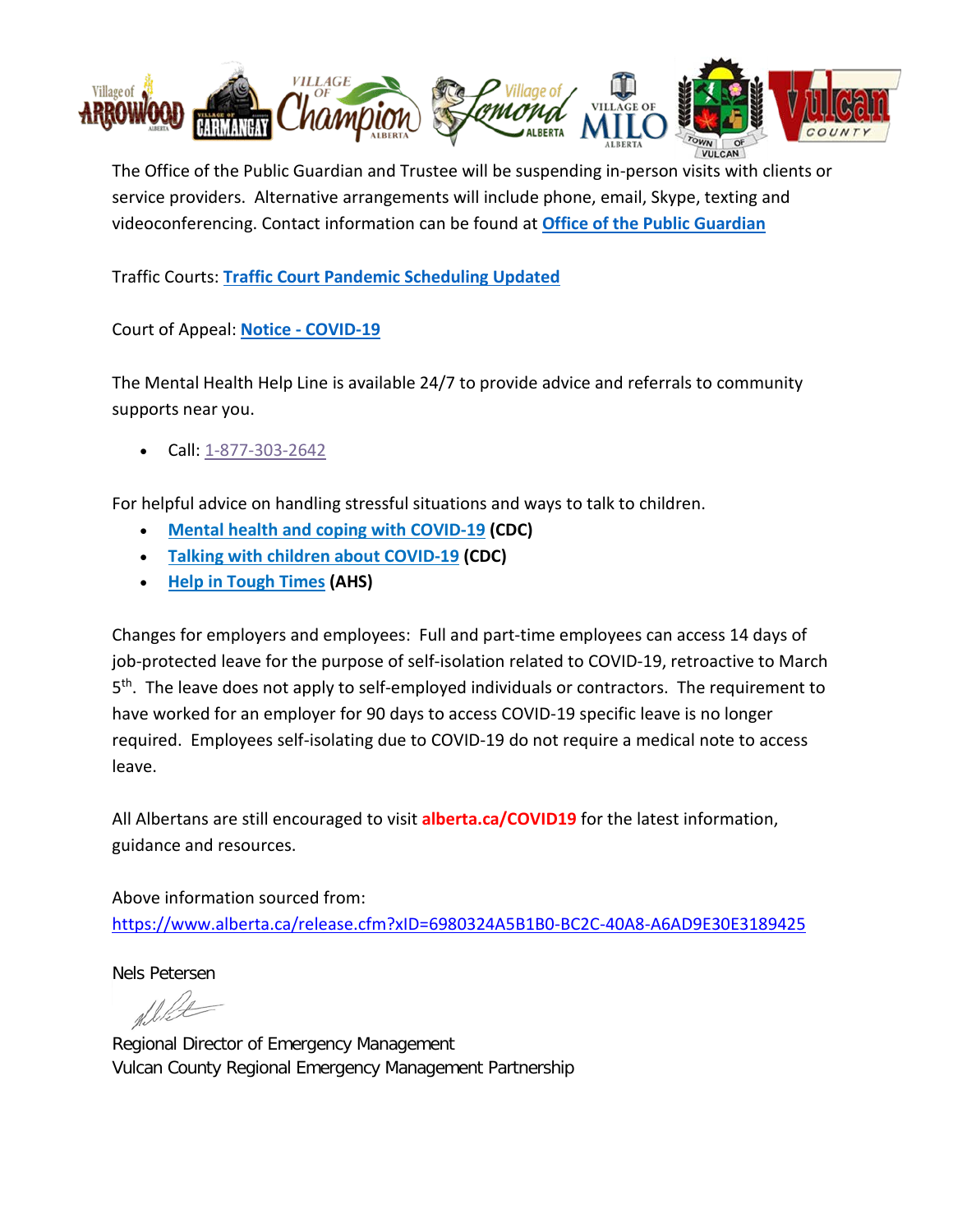The Office of the Public Guardian and Trustee will be suspending in-person visits with clients or service providers. Alternative arrangements will include phone, email, Skype, texting and videoconferencing. Contact information can be found at **Office of the Public Guardian**

Traffic Courts: **Traffic Court Pandemic Scheduling Updated**

Court of Appeal: **Notice - COVID-19**

The Mental Health Help Line is available 24/7 to provide advice and referrals to community supports near you.

- Call: 1-877-303-2642

For helpful advice on handling stressful situations and ways to talk to children.

- **Mental health and coping with COVID-19 (CDC)**
- **Talking with children about COVID-19 (CDC)**
- **Help in Tough Times (AHS)**

Changes for employers and employees: Full and part-time employees can access 14 days of job-protected leave for the purpose of self-isolation related to COVID-19, retroactive to March 5th. The leave does not apply to self-employed individuals or contractors. The requirement to have worked for an employer for 90 days to access COVID-19 specific leave is no longer required. Employees self-isolating due to COVID-19 do not require a medical note to access leave.

All Albertans are still encouraged to visit **alberta.ca/COVID19** for the latest information, guidance and resources.

Above information sourced from:
https://www.alberta.ca/release.cfm?xID=6980324A5B1B0-BC2C-40A8-A6AD9E30E3189425

Nels Petersen

Regional Director of Emergency Management
Vulcan County Regional Emergency Management Partnership